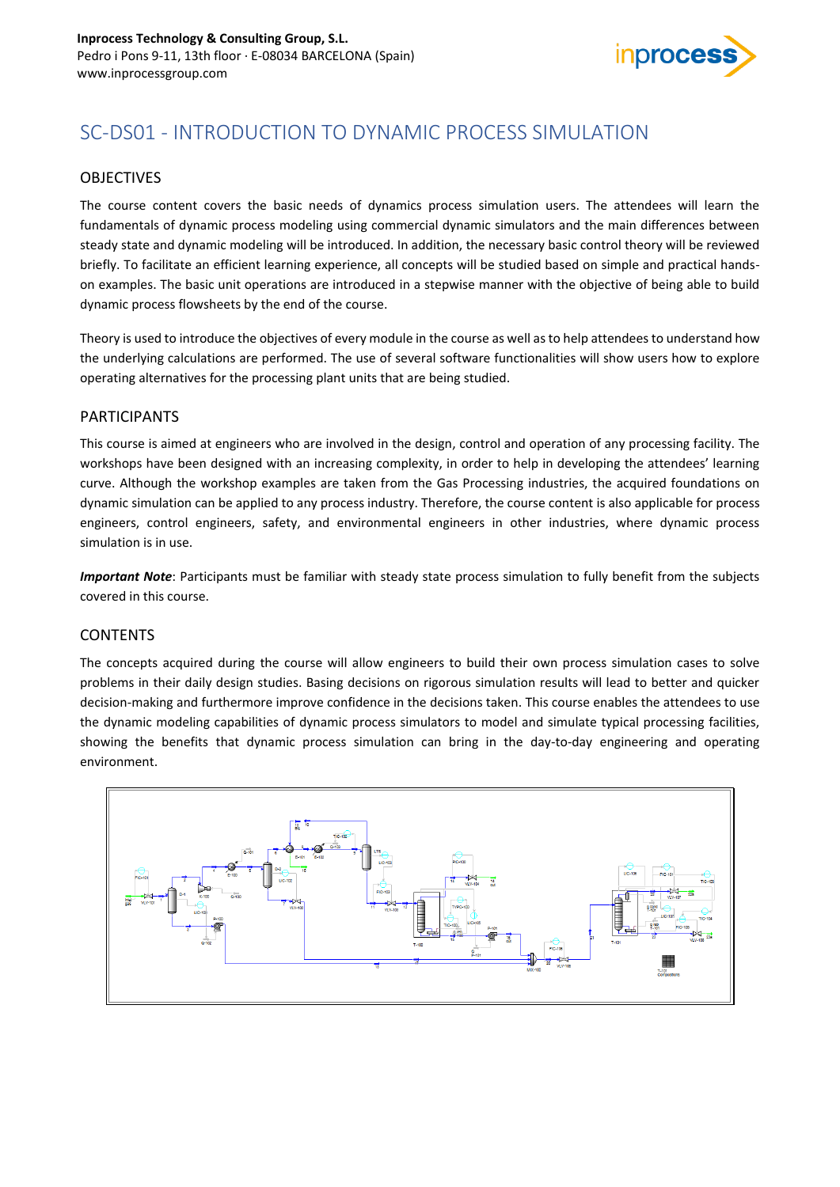Inprocess Technology & Consulting Group, S.L.
Pedro i Pons 9-11, 13th floor · E-08034 BARCELONA (Spain)
www.inprocessgroup.com

# SC-DS01 - INTRODUCTION TO DYNAMIC PROCESS SIMULATION

## OBJECTIVES

The course content covers the basic needs of dynamics process simulation users. The attendees will learn the fundamentals of dynamic process modeling using commercial dynamic simulators and the main differences between steady state and dynamic modeling will be introduced. In addition, the necessary basic control theory will be reviewed briefly. To facilitate an efficient learning experience, all concepts will be studied based on simple and practical hands-on examples. The basic unit operations are introduced in a stepwise manner with the objective of being able to build dynamic process flowsheets by the end of the course.

Theory is used to introduce the objectives of every module in the course as well as to help attendees to understand how the underlying calculations are performed. The use of several software functionalities will show users how to explore operating alternatives for the processing plant units that are being studied.

## PARTICIPANTS

This course is aimed at engineers who are involved in the design, control and operation of any processing facility. The workshops have been designed with an increasing complexity, in order to help in developing the attendees' learning curve. Although the workshop examples are taken from the Gas Processing industries, the acquired foundations on dynamic simulation can be applied to any process industry. Therefore, the course content is also applicable for process engineers, control engineers, safety, and environmental engineers in other industries, where dynamic process simulation is in use.

***Important Note***: Participants must be familiar with steady state process simulation to fully benefit from the subjects covered in this course.

## CONTENTS

The concepts acquired during the course will allow engineers to build their own process simulation cases to solve problems in their daily design studies. Basing decisions on rigorous simulation results will lead to better and quicker decision-making and furthermore improve confidence in the decisions taken. This course enables the attendees to use the dynamic modeling capabilities of dynamic process simulators to model and simulate typical processing facilities, showing the benefits that dynamic process simulation can bring in the day-to-day engineering and operating environment.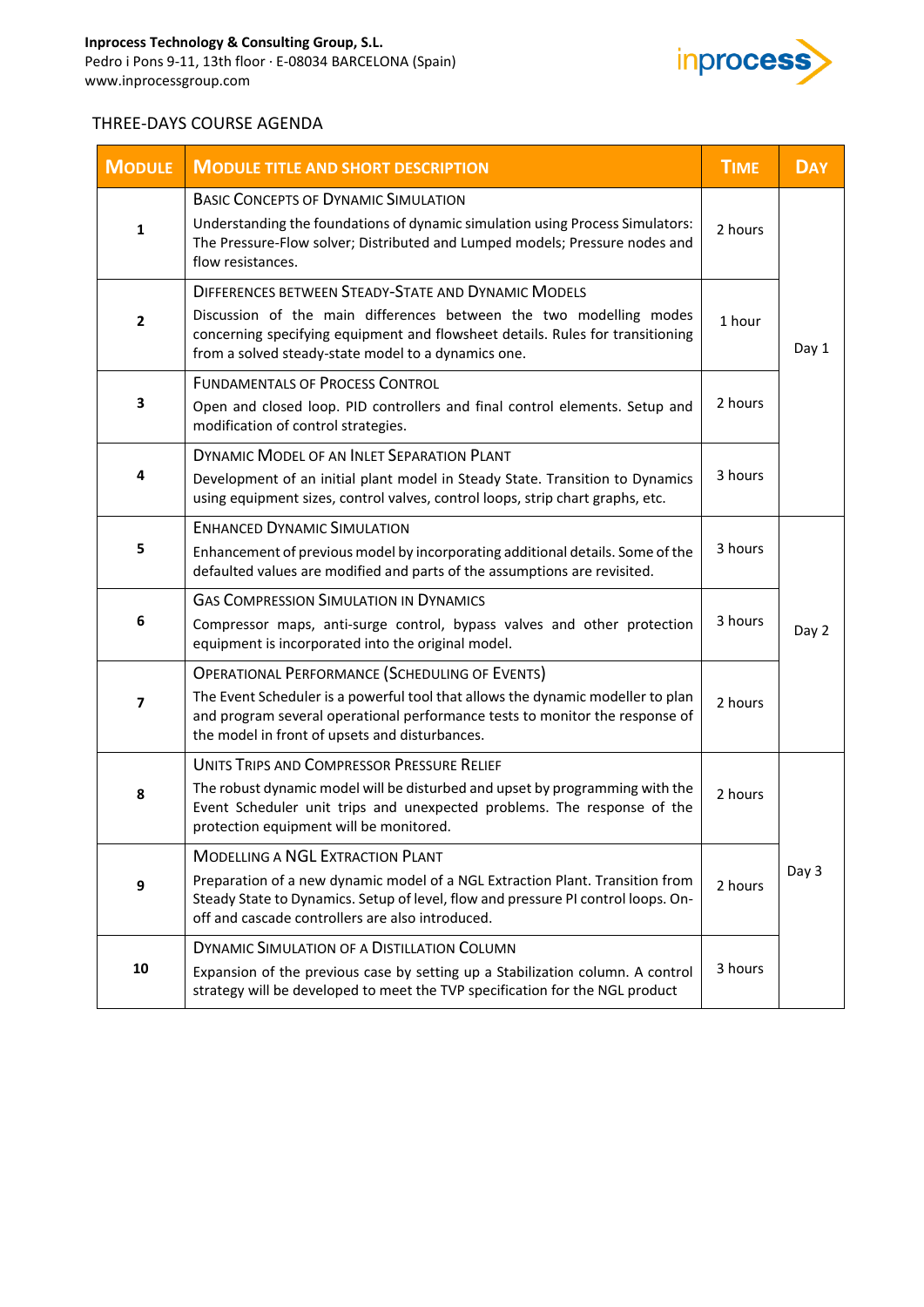**Inprocess Technology & Consulting Group, S.L.**
Pedro i Pons 9-11, 13th floor · E-08034 BARCELONA (Spain)
www.inprocessgroup.com

THREE-DAYS COURSE AGENDA

| MODULE | MODULE TITLE AND SHORT DESCRIPTION | TIME | DAY |
|---|---|---|---|
| **1** | BASIC CONCEPTS OF DYNAMIC SIMULATION<br>Understanding the foundations of dynamic simulation using Process Simulators: The Pressure-Flow solver; Distributed and Lumped models; Pressure nodes and flow resistances. | 2 hours | Day 1 |
| **2** | DIFFERENCES BETWEEN STEADY-STATE AND DYNAMIC MODELS<br>Discussion of the main differences between the two modelling modes concerning specifying equipment and flowsheet details. Rules for transitioning from a solved steady-state model to a dynamics one. | 1 hour | |
| **3** | FUNDAMENTALS OF PROCESS CONTROL<br>Open and closed loop. PID controllers and final control elements. Setup and modification of control strategies. | 2 hours | |
| **4** | DYNAMIC MODEL OF AN INLET SEPARATION PLANT<br>Development of an initial plant model in Steady State. Transition to Dynamics using equipment sizes, control valves, control loops, strip chart graphs, etc. | 3 hours | |
| **5** | ENHANCED DYNAMIC SIMULATION<br>Enhancement of previous model by incorporating additional details. Some of the defaulted values are modified and parts of the assumptions are revisited. | 3 hours | Day 2 |
| **6** | GAS COMPRESSION SIMULATION IN DYNAMICS<br>Compressor maps, anti-surge control, bypass valves and other protection equipment is incorporated into the original model. | 3 hours | |
| **7** | OPERATIONAL PERFORMANCE (SCHEDULING OF EVENTS)<br>The Event Scheduler is a powerful tool that allows the dynamic modeller to plan and program several operational performance tests to monitor the response of the model in front of upsets and disturbances. | 2 hours | |
| **8** | UNITS TRIPS AND COMPRESSOR PRESSURE RELIEF<br>The robust dynamic model will be disturbed and upset by programming with the Event Scheduler unit trips and unexpected problems. The response of the protection equipment will be monitored. | 2 hours | Day 3 |
| **9** | MODELLING A NGL EXTRACTION PLANT<br>Preparation of a new dynamic model of a NGL Extraction Plant. Transition from Steady State to Dynamics. Setup of level, flow and pressure PI control loops. On-off and cascade controllers are also introduced. | 2 hours | |
| **10** | DYNAMIC SIMULATION OF A DISTILLATION COLUMN<br>Expansion of the previous case by setting up a Stabilization column. A control strategy will be developed to meet the TVP specification for the NGL product | 3 hours | |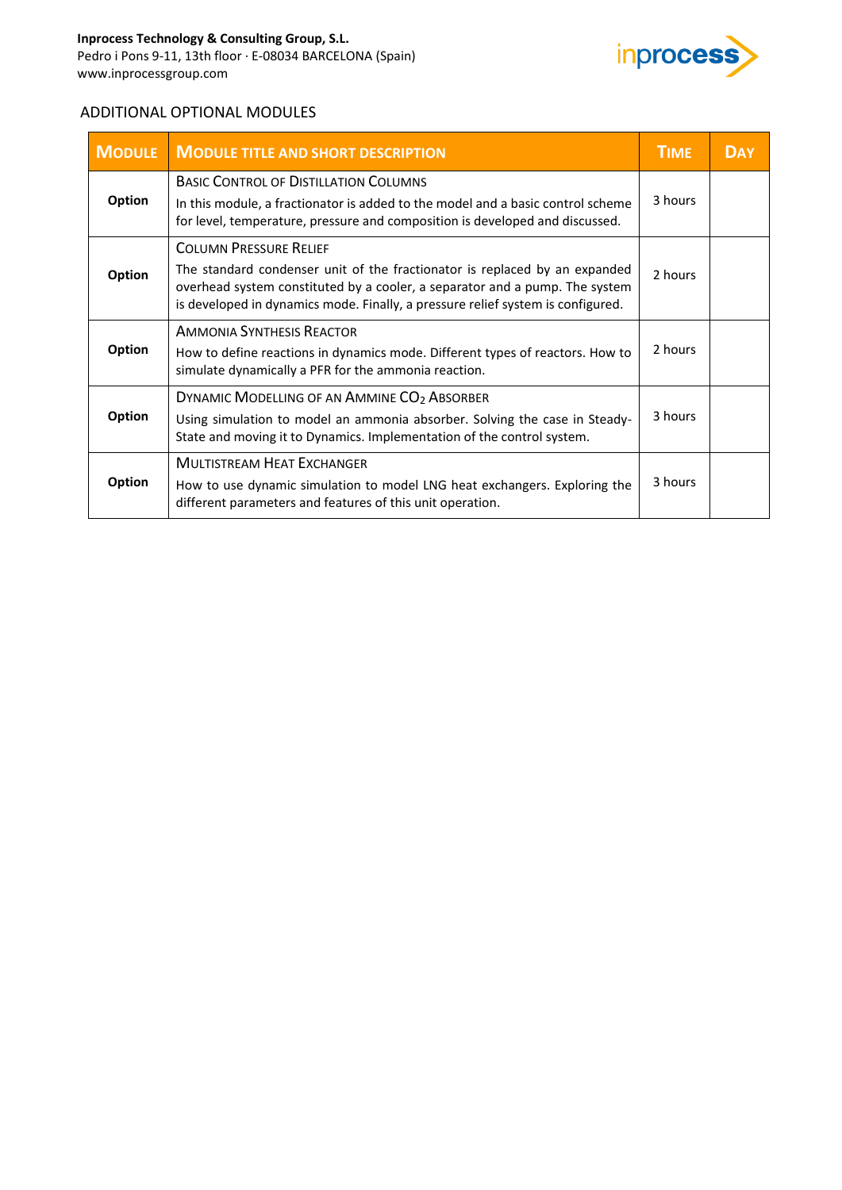Inprocess Technology & Consulting Group, S.L.
Pedro i Pons 9-11, 13th floor · E-08034 BARCELONA (Spain)
www.inprocessgroup.com

## ADDITIONAL OPTIONAL MODULES

| MODULE | MODULE TITLE AND SHORT DESCRIPTION | TIME | DAY |
|---|---|---|---|
| **Option** | BASIC CONTROL OF DISTILLATION COLUMNS<br>In this module, a fractionator is added to the model and a basic control scheme for level, temperature, pressure and composition is developed and discussed. | 3 hours | |
| **Option** | COLUMN PRESSURE RELIEF<br>The standard condenser unit of the fractionator is replaced by an expanded overhead system constituted by a cooler, a separator and a pump. The system is developed in dynamics mode. Finally, a pressure relief system is configured. | 2 hours | |
| **Option** | AMMONIA SYNTHESIS REACTOR<br>How to define reactions in dynamics mode. Different types of reactors. How to simulate dynamically a PFR for the ammonia reaction. | 2 hours | |
| **Option** | DYNAMIC MODELLING OF AN AMMINE $CO_2$ ABSORBER<br>Using simulation to model an ammonia absorber. Solving the case in Steady-State and moving it to Dynamics. Implementation of the control system. | 3 hours | |
| **Option** | MULTISTREAM HEAT EXCHANGER<br>How to use dynamic simulation to model LNG heat exchangers. Exploring the different parameters and features of this unit operation. | 3 hours | |